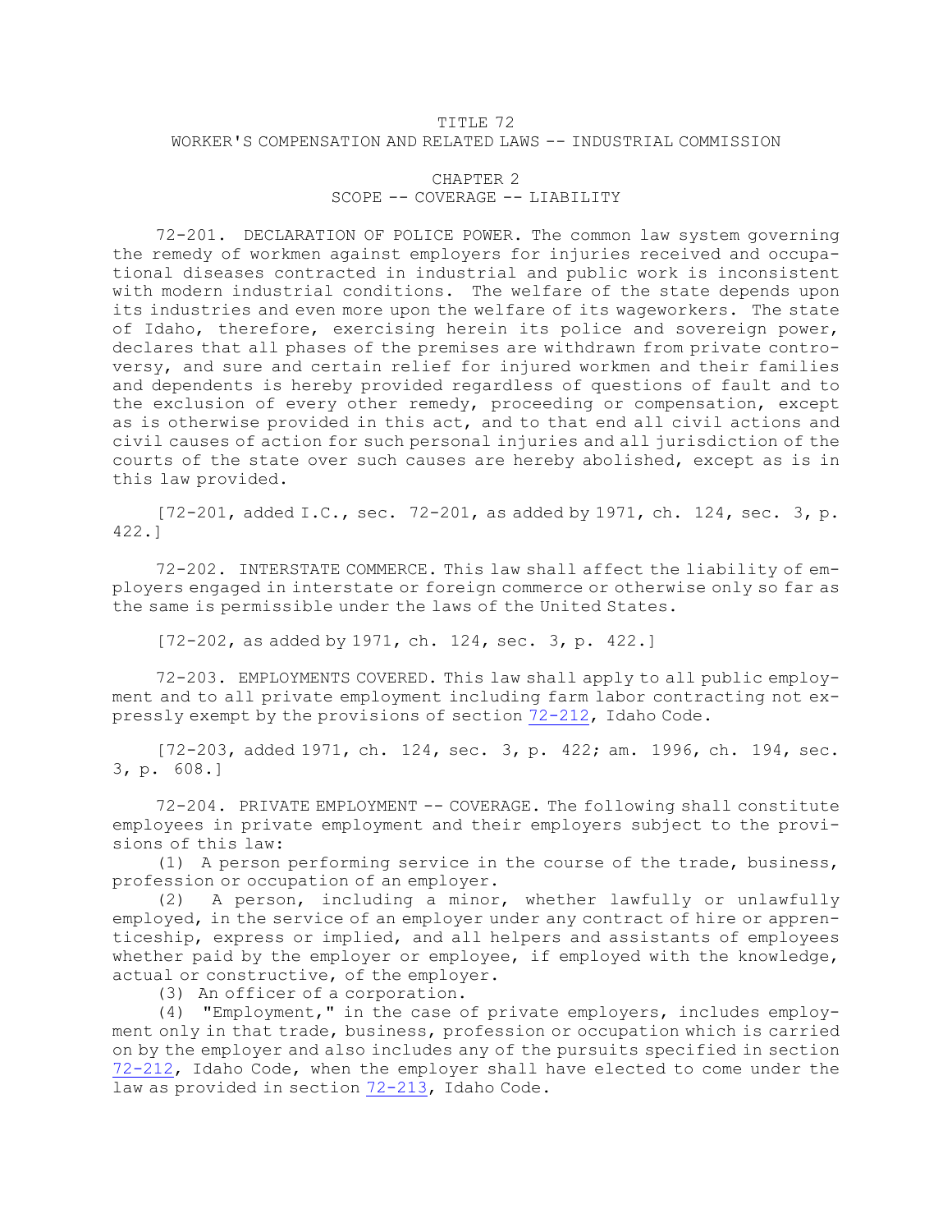# TITLE 72
## WORKER'S COMPENSATION AND RELATED LAWS -- INDUSTRIAL COMMISSION

## CHAPTER 2
### SCOPE -- COVERAGE -- LIABILITY

72-201. DECLARATION OF POLICE POWER. The common law system governing the remedy of workmen against employers for injuries received and occupational diseases contracted in industrial and public work is inconsistent with modern industrial conditions. The welfare of the state depends upon its industries and even more upon the welfare of its wageworkers. The state of Idaho, therefore, exercising herein its police and sovereign power, declares that all phases of the premises are withdrawn from private controversy, and sure and certain relief for injured workmen and their families and dependents is hereby provided regardless of questions of fault and to the exclusion of every other remedy, proceeding or compensation, except as is otherwise provided in this act, and to that end all civil actions and civil causes of action for such personal injuries and all jurisdiction of the courts of the state over such causes are hereby abolished, except as is in this law provided.

[72-201, added I.C., sec. 72-201, as added by 1971, ch. 124, sec. 3, p. 422.]

72-202. INTERSTATE COMMERCE. This law shall affect the liability of employers engaged in interstate or foreign commerce or otherwise only so far as the same is permissible under the laws of the United States.

[72-202, as added by 1971, ch. 124, sec. 3, p. 422.]

72-203. EMPLOYMENTS COVERED. This law shall apply to all public employment and to all private employment including farm labor contracting not expressly exempt by the provisions of section 72-212, Idaho Code.

[72-203, added 1971, ch. 124, sec. 3, p. 422; am. 1996, ch. 194, sec. 3, p. 608.]

72-204. PRIVATE EMPLOYMENT -- COVERAGE. The following shall constitute employees in private employment and their employers subject to the provisions of this law:

(1) A person performing service in the course of the trade, business, profession or occupation of an employer.

(2) A person, including a minor, whether lawfully or unlawfully employed, in the service of an employer under any contract of hire or apprenticeship, express or implied, and all helpers and assistants of employees whether paid by the employer or employee, if employed with the knowledge, actual or constructive, of the employer.

(3) An officer of a corporation.

(4) "Employment," in the case of private employers, includes employment only in that trade, business, profession or occupation which is carried on by the employer and also includes any of the pursuits specified in section 72-212, Idaho Code, when the employer shall have elected to come under the law as provided in section 72-213, Idaho Code.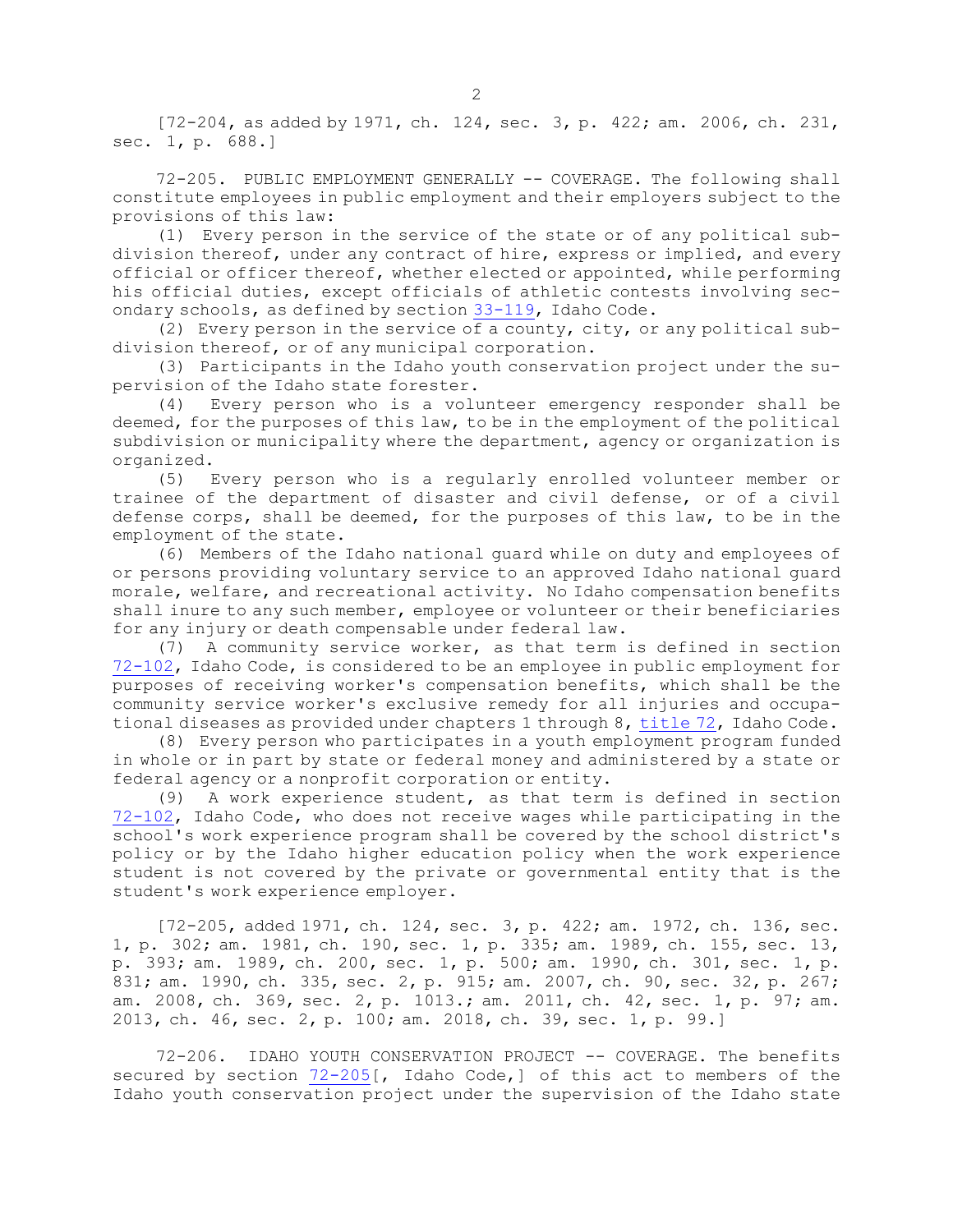[72-204, as added by 1971, ch. 124, sec. 3, p. 422; am. 2006, ch. 231, sec. 1, p. 688.]

72-205. PUBLIC EMPLOYMENT GENERALLY -- COVERAGE. The following shall constitute employees in public employment and their employers subject to the provisions of this law:

(1) Every person in the service of the state or of any political subdivision thereof, under any contract of hire, express or implied, and every official or officer thereof, whether elected or appointed, while performing his official duties, except officials of athletic contests involving secondary schools, as defined by section 33-119, Idaho Code.

(2) Every person in the service of a county, city, or any political subdivision thereof, or of any municipal corporation.

(3) Participants in the Idaho youth conservation project under the supervision of the Idaho state forester.

(4) Every person who is a volunteer emergency responder shall be deemed, for the purposes of this law, to be in the employment of the political subdivision or municipality where the department, agency or organization is organized.

(5) Every person who is a regularly enrolled volunteer member or trainee of the department of disaster and civil defense, or of a civil defense corps, shall be deemed, for the purposes of this law, to be in the employment of the state.

(6) Members of the Idaho national guard while on duty and employees of or persons providing voluntary service to an approved Idaho national guard morale, welfare, and recreational activity. No Idaho compensation benefits shall inure to any such member, employee or volunteer or their beneficiaries for any injury or death compensable under federal law.

(7) A community service worker, as that term is defined in section 72-102, Idaho Code, is considered to be an employee in public employment for purposes of receiving worker's compensation benefits, which shall be the community service worker's exclusive remedy for all injuries and occupational diseases as provided under chapters 1 through 8, title 72, Idaho Code.

(8) Every person who participates in a youth employment program funded in whole or in part by state or federal money and administered by a state or federal agency or a nonprofit corporation or entity.

(9) A work experience student, as that term is defined in section 72-102, Idaho Code, who does not receive wages while participating in the school's work experience program shall be covered by the school district's policy or by the Idaho higher education policy when the work experience student is not covered by the private or governmental entity that is the student's work experience employer.

[72-205, added 1971, ch. 124, sec. 3, p. 422; am. 1972, ch. 136, sec. 1, p. 302; am. 1981, ch. 190, sec. 1, p. 335; am. 1989, ch. 155, sec. 13, p. 393; am. 1989, ch. 200, sec. 1, p. 500; am. 1990, ch. 301, sec. 1, p. 831; am. 1990, ch. 335, sec. 2, p. 915; am. 2007, ch. 90, sec. 32, p. 267; am. 2008, ch. 369, sec. 2, p. 1013.; am. 2011, ch. 42, sec. 1, p. 97; am. 2013, ch. 46, sec. 2, p. 100; am. 2018, ch. 39, sec. 1, p. 99.]

72-206. IDAHO YOUTH CONSERVATION PROJECT -- COVERAGE. The benefits secured by section 72-205[, Idaho Code,] of this act to members of the Idaho youth conservation project under the supervision of the Idaho state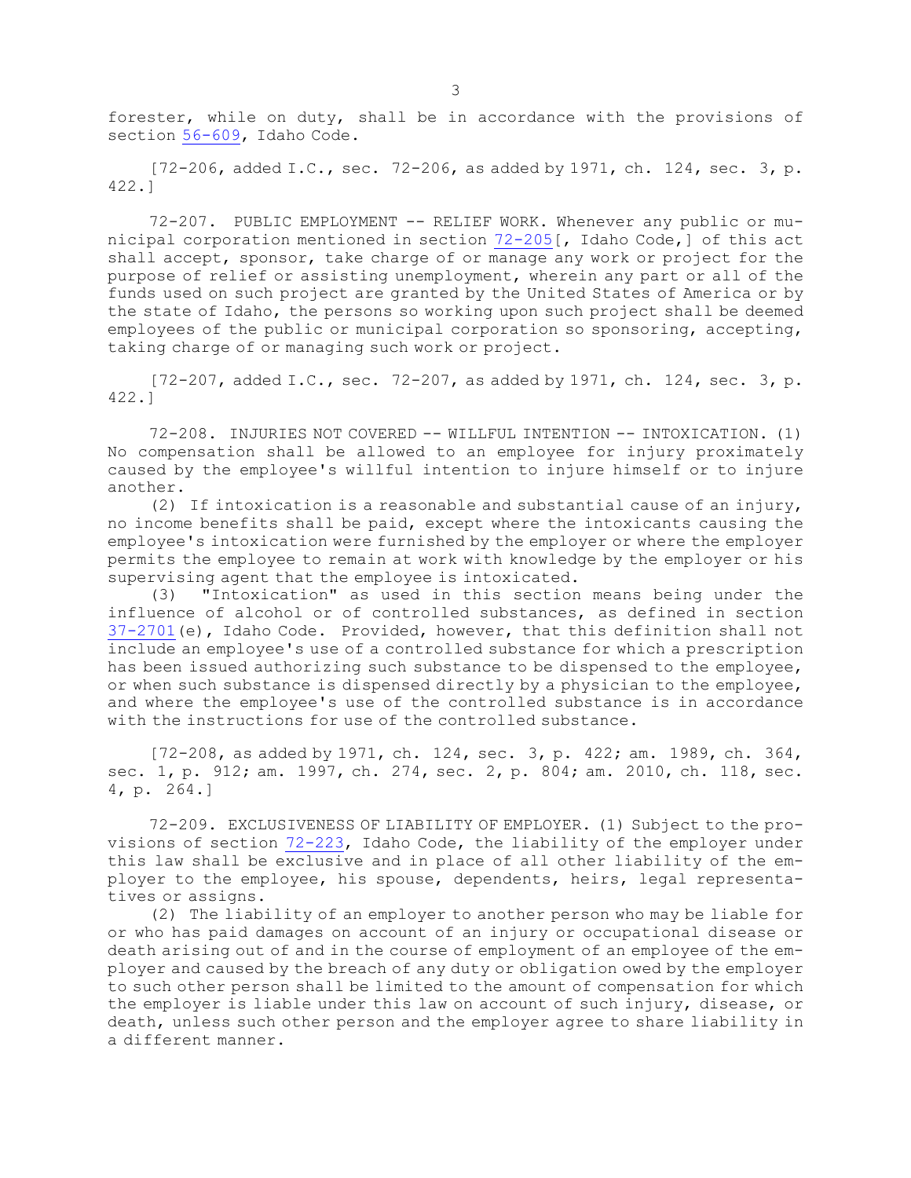forester, while on duty, shall be in accordance with the provisions of section 56-609, Idaho Code.

[72-206, added I.C., sec. 72-206, as added by 1971, ch. 124, sec. 3, p. 422.]

72-207. PUBLIC EMPLOYMENT -- RELIEF WORK. Whenever any public or municipal corporation mentioned in section 72-205[, Idaho Code,] of this act shall accept, sponsor, take charge of or manage any work or project for the purpose of relief or assisting unemployment, wherein any part or all of the funds used on such project are granted by the United States of America or by the state of Idaho, the persons so working upon such project shall be deemed employees of the public or municipal corporation so sponsoring, accepting, taking charge of or managing such work or project.

[72-207, added I.C., sec. 72-207, as added by 1971, ch. 124, sec. 3, p. 422.]

72-208. INJURIES NOT COVERED -- WILLFUL INTENTION -- INTOXICATION. (1) No compensation shall be allowed to an employee for injury proximately caused by the employee's willful intention to injure himself or to injure another.

(2) If intoxication is a reasonable and substantial cause of an injury, no income benefits shall be paid, except where the intoxicants causing the employee's intoxication were furnished by the employer or where the employer permits the employee to remain at work with knowledge by the employer or his supervising agent that the employee is intoxicated.

(3) "Intoxication" as used in this section means being under the influence of alcohol or of controlled substances, as defined in section 37-2701(e), Idaho Code. Provided, however, that this definition shall not include an employee's use of a controlled substance for which a prescription has been issued authorizing such substance to be dispensed to the employee, or when such substance is dispensed directly by a physician to the employee, and where the employee's use of the controlled substance is in accordance with the instructions for use of the controlled substance.

[72-208, as added by 1971, ch. 124, sec. 3, p. 422; am. 1989, ch. 364, sec. 1, p. 912; am. 1997, ch. 274, sec. 2, p. 804; am. 2010, ch. 118, sec. 4, p. 264.]

72-209. EXCLUSIVENESS OF LIABILITY OF EMPLOYER. (1) Subject to the provisions of section 72-223, Idaho Code, the liability of the employer under this law shall be exclusive and in place of all other liability of the employer to the employee, his spouse, dependents, heirs, legal representatives or assigns.

(2) The liability of an employer to another person who may be liable for or who has paid damages on account of an injury or occupational disease or death arising out of and in the course of employment of an employee of the employer and caused by the breach of any duty or obligation owed by the employer to such other person shall be limited to the amount of compensation for which the employer is liable under this law on account of such injury, disease, or death, unless such other person and the employer agree to share liability in a different manner.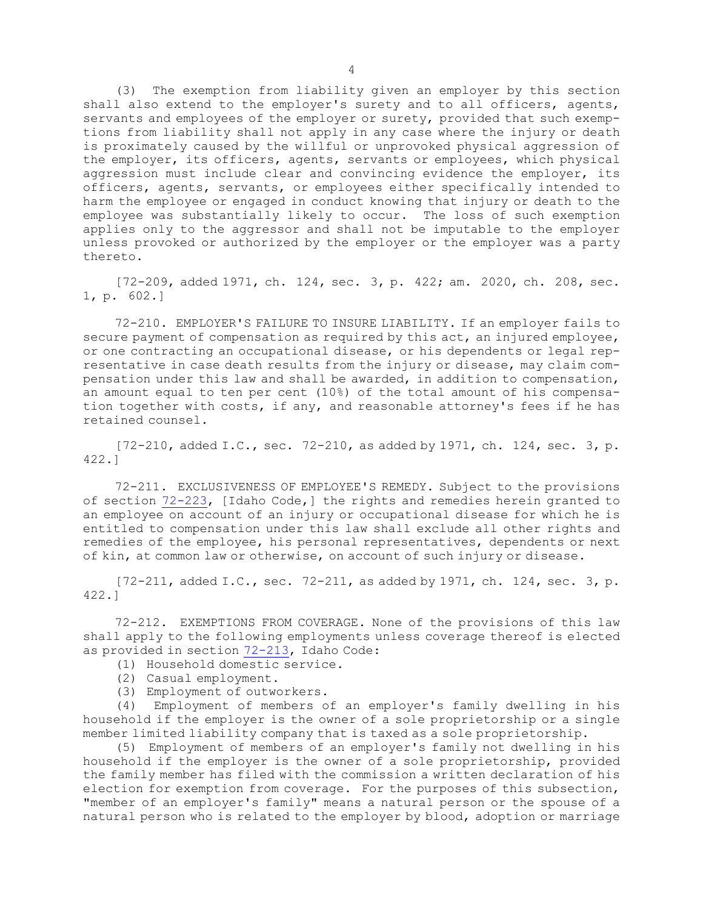(3) The exemption from liability given an employer by this section shall also extend to the employer's surety and to all officers, agents, servants and employees of the employer or surety, provided that such exemptions from liability shall not apply in any case where the injury or death is proximately caused by the willful or unprovoked physical aggression of the employer, its officers, agents, servants or employees, which physical aggression must include clear and convincing evidence the employer, its officers, agents, servants, or employees either specifically intended to harm the employee or engaged in conduct knowing that injury or death to the employee was substantially likely to occur. The loss of such exemption applies only to the aggressor and shall not be imputable to the employer unless provoked or authorized by the employer or the employer was a party thereto.

[72-209, added 1971, ch. 124, sec. 3, p. 422; am. 2020, ch. 208, sec. 1, p. 602.]

72-210. EMPLOYER'S FAILURE TO INSURE LIABILITY. If an employer fails to secure payment of compensation as required by this act, an injured employee, or one contracting an occupational disease, or his dependents or legal representative in case death results from the injury or disease, may claim compensation under this law and shall be awarded, in addition to compensation, an amount equal to ten per cent (10%) of the total amount of his compensation together with costs, if any, and reasonable attorney's fees if he has retained counsel.

[72-210, added I.C., sec. 72-210, as added by 1971, ch. 124, sec. 3, p. 422.]

72-211. EXCLUSIVENESS OF EMPLOYEE'S REMEDY. Subject to the provisions of section 72-223, [Idaho Code,] the rights and remedies herein granted to an employee on account of an injury or occupational disease for which he is entitled to compensation under this law shall exclude all other rights and remedies of the employee, his personal representatives, dependents or next of kin, at common law or otherwise, on account of such injury or disease.

[72-211, added I.C., sec. 72-211, as added by 1971, ch. 124, sec. 3, p. 422.]

72-212. EXEMPTIONS FROM COVERAGE. None of the provisions of this law shall apply to the following employments unless coverage thereof is elected as provided in section 72-213, Idaho Code:

(1) Household domestic service.

(2) Casual employment.

(3) Employment of outworkers.

(4) Employment of members of an employer's family dwelling in his household if the employer is the owner of a sole proprietorship or a single member limited liability company that is taxed as a sole proprietorship.

(5) Employment of members of an employer's family not dwelling in his household if the employer is the owner of a sole proprietorship, provided the family member has filed with the commission a written declaration of his election for exemption from coverage. For the purposes of this subsection, "member of an employer's family" means a natural person or the spouse of a natural person who is related to the employer by blood, adoption or marriage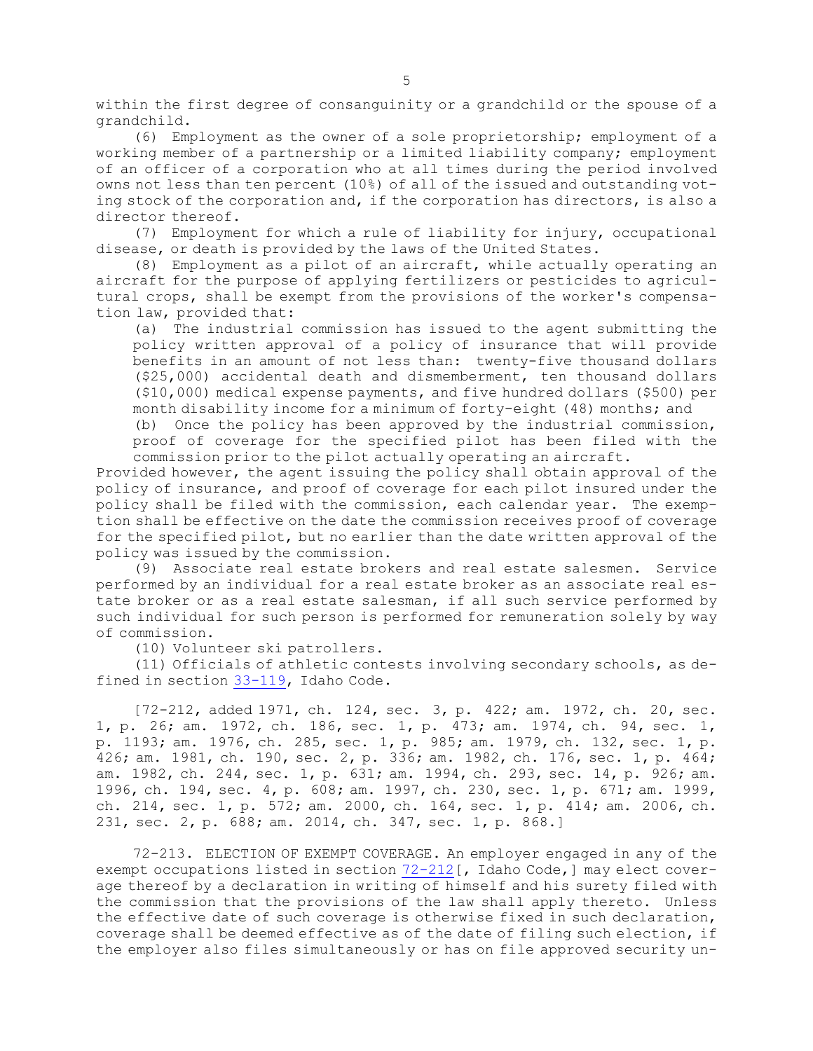within the first degree of consanguinity or a grandchild or the spouse of a grandchild.

(6) Employment as the owner of a sole proprietorship; employment of a working member of a partnership or a limited liability company; employment of an officer of a corporation who at all times during the period involved owns not less than ten percent (10%) of all of the issued and outstanding voting stock of the corporation and, if the corporation has directors, is also a director thereof.

(7) Employment for which a rule of liability for injury, occupational disease, or death is provided by the laws of the United States.

(8) Employment as a pilot of an aircraft, while actually operating an aircraft for the purpose of applying fertilizers or pesticides to agricultural crops, shall be exempt from the provisions of the worker's compensation law, provided that:

(a) The industrial commission has issued to the agent submitting the policy written approval of a policy of insurance that will provide benefits in an amount of not less than: twenty-five thousand dollars ($25,000) accidental death and dismemberment, ten thousand dollars ($10,000) medical expense payments, and five hundred dollars ($500) per month disability income for a minimum of forty-eight (48) months; and

(b) Once the policy has been approved by the industrial commission, proof of coverage for the specified pilot has been filed with the commission prior to the pilot actually operating an aircraft.

Provided however, the agent issuing the policy shall obtain approval of the policy of insurance, and proof of coverage for each pilot insured under the policy shall be filed with the commission, each calendar year. The exemption shall be effective on the date the commission receives proof of coverage for the specified pilot, but no earlier than the date written approval of the policy was issued by the commission.

(9) Associate real estate brokers and real estate salesmen. Service performed by an individual for a real estate broker as an associate real estate broker or as a real estate salesman, if all such service performed by such individual for such person is performed for remuneration solely by way of commission.

(10) Volunteer ski patrollers.

(11) Officials of athletic contests involving secondary schools, as defined in section 33-119, Idaho Code.

[72-212, added 1971, ch. 124, sec. 3, p. 422; am. 1972, ch. 20, sec. 1, p. 26; am. 1972, ch. 186, sec. 1, p. 473; am. 1974, ch. 94, sec. 1, p. 1193; am. 1976, ch. 285, sec. 1, p. 985; am. 1979, ch. 132, sec. 1, p. 426; am. 1981, ch. 190, sec. 2, p. 336; am. 1982, ch. 176, sec. 1, p. 464; am. 1982, ch. 244, sec. 1, p. 631; am. 1994, ch. 293, sec. 14, p. 926; am. 1996, ch. 194, sec. 4, p. 608; am. 1997, ch. 230, sec. 1, p. 671; am. 1999, ch. 214, sec. 1, p. 572; am. 2000, ch. 164, sec. 1, p. 414; am. 2006, ch. 231, sec. 2, p. 688; am. 2014, ch. 347, sec. 1, p. 868.]

72-213. ELECTION OF EXEMPT COVERAGE. An employer engaged in any of the exempt occupations listed in section 72-212[, Idaho Code,] may elect coverage thereof by a declaration in writing of himself and his surety filed with the commission that the provisions of the law shall apply thereto. Unless the effective date of such coverage is otherwise fixed in such declaration, coverage shall be deemed effective as of the date of filing such election, if the employer also files simultaneously or has on file approved security un-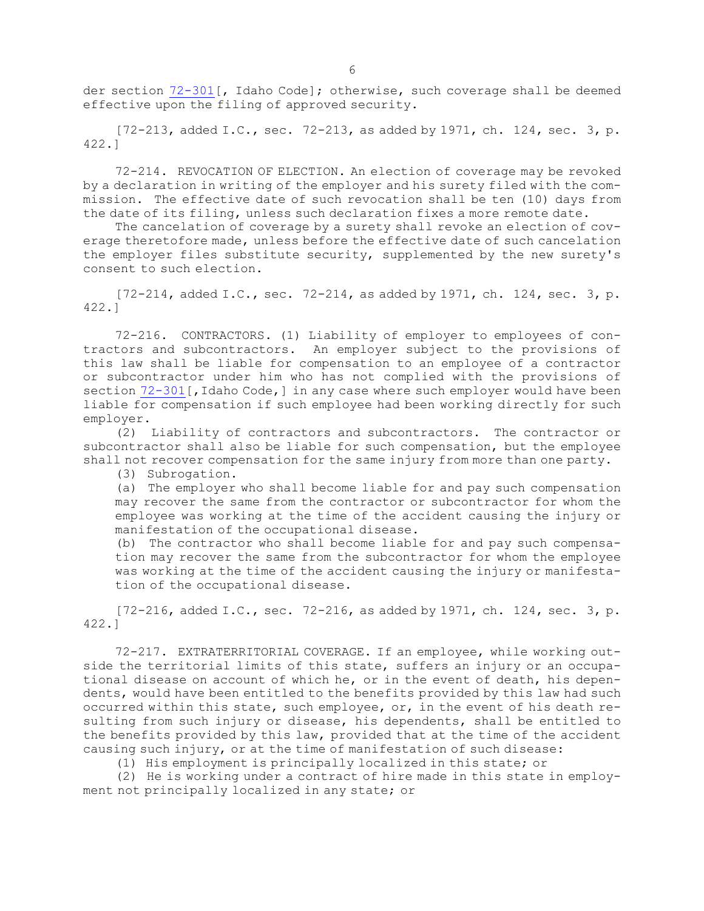der section 72-301[, Idaho Code]; otherwise, such coverage shall be deemed effective upon the filing of approved security.

[72-213, added I.C., sec. 72-213, as added by 1971, ch. 124, sec. 3, p. 422.]

72-214. REVOCATION OF ELECTION. An election of coverage may be revoked by a declaration in writing of the employer and his surety filed with the commission. The effective date of such revocation shall be ten (10) days from the date of its filing, unless such declaration fixes a more remote date.

The cancelation of coverage by a surety shall revoke an election of coverage theretofore made, unless before the effective date of such cancelation the employer files substitute security, supplemented by the new surety's consent to such election.

[72-214, added I.C., sec. 72-214, as added by 1971, ch. 124, sec. 3, p. 422.]

72-216. CONTRACTORS. (1) Liability of employer to employees of contractors and subcontractors. An employer subject to the provisions of this law shall be liable for compensation to an employee of a contractor or subcontractor under him who has not complied with the provisions of section 72-301[, Idaho Code,] in any case where such employer would have been liable for compensation if such employee had been working directly for such employer.

(2) Liability of contractors and subcontractors. The contractor or subcontractor shall also be liable for such compensation, but the employee shall not recover compensation for the same injury from more than one party.

(3) Subrogation.

(a) The employer who shall become liable for and pay such compensation may recover the same from the contractor or subcontractor for whom the employee was working at the time of the accident causing the injury or manifestation of the occupational disease.

(b) The contractor who shall become liable for and pay such compensation may recover the same from the subcontractor for whom the employee was working at the time of the accident causing the injury or manifestation of the occupational disease.

[72-216, added I.C., sec. 72-216, as added by 1971, ch. 124, sec. 3, p. 422.]

72-217. EXTRATERRITORIAL COVERAGE. If an employee, while working outside the territorial limits of this state, suffers an injury or an occupational disease on account of which he, or in the event of death, his dependents, would have been entitled to the benefits provided by this law had such occurred within this state, such employee, or, in the event of his death resulting from such injury or disease, his dependents, shall be entitled to the benefits provided by this law, provided that at the time of the accident causing such injury, or at the time of manifestation of such disease:

(1) His employment is principally localized in this state; or

(2) He is working under a contract of hire made in this state in employment not principally localized in any state; or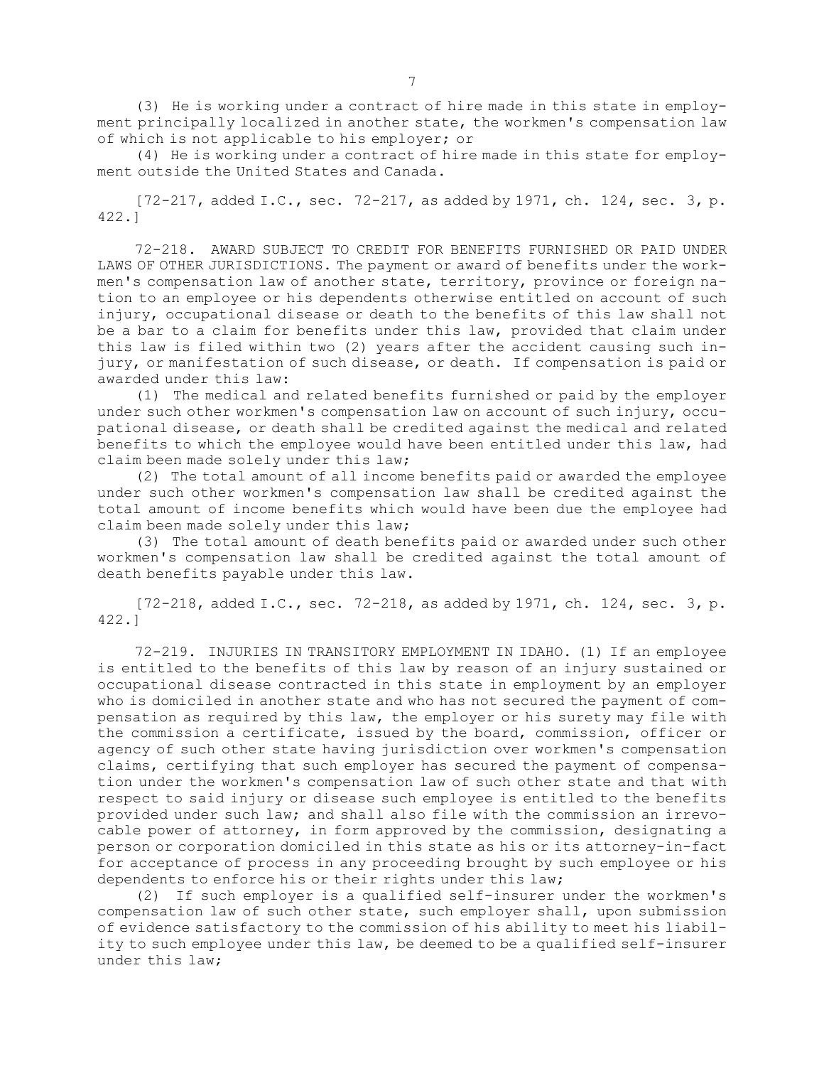(3) He is working under a contract of hire made in this state in employment principally localized in another state, the workmen's compensation law of which is not applicable to his employer; or

(4) He is working under a contract of hire made in this state for employment outside the United States and Canada.

[72-217, added I.C., sec. 72-217, as added by 1971, ch. 124, sec. 3, p. 422.]

72-218. AWARD SUBJECT TO CREDIT FOR BENEFITS FURNISHED OR PAID UNDER LAWS OF OTHER JURISDICTIONS. The payment or award of benefits under the workmen's compensation law of another state, territory, province or foreign nation to an employee or his dependents otherwise entitled on account of such injury, occupational disease or death to the benefits of this law shall not be a bar to a claim for benefits under this law, provided that claim under this law is filed within two (2) years after the accident causing such injury, or manifestation of such disease, or death. If compensation is paid or awarded under this law:

(1) The medical and related benefits furnished or paid by the employer under such other workmen's compensation law on account of such injury, occupational disease, or death shall be credited against the medical and related benefits to which the employee would have been entitled under this law, had claim been made solely under this law;

(2) The total amount of all income benefits paid or awarded the employee under such other workmen's compensation law shall be credited against the total amount of income benefits which would have been due the employee had claim been made solely under this law;

(3) The total amount of death benefits paid or awarded under such other workmen's compensation law shall be credited against the total amount of death benefits payable under this law.

[72-218, added I.C., sec. 72-218, as added by 1971, ch. 124, sec. 3, p. 422.]

72-219. INJURIES IN TRANSITORY EMPLOYMENT IN IDAHO. (1) If an employee is entitled to the benefits of this law by reason of an injury sustained or occupational disease contracted in this state in employment by an employer who is domiciled in another state and who has not secured the payment of compensation as required by this law, the employer or his surety may file with the commission a certificate, issued by the board, commission, officer or agency of such other state having jurisdiction over workmen's compensation claims, certifying that such employer has secured the payment of compensation under the workmen's compensation law of such other state and that with respect to said injury or disease such employee is entitled to the benefits provided under such law; and shall also file with the commission an irrevocable power of attorney, in form approved by the commission, designating a person or corporation domiciled in this state as his or its attorney-in-fact for acceptance of process in any proceeding brought by such employee or his dependents to enforce his or their rights under this law;

(2) If such employer is a qualified self-insurer under the workmen's compensation law of such other state, such employer shall, upon submission of evidence satisfactory to the commission of his ability to meet his liability to such employee under this law, be deemed to be a qualified self-insurer under this law;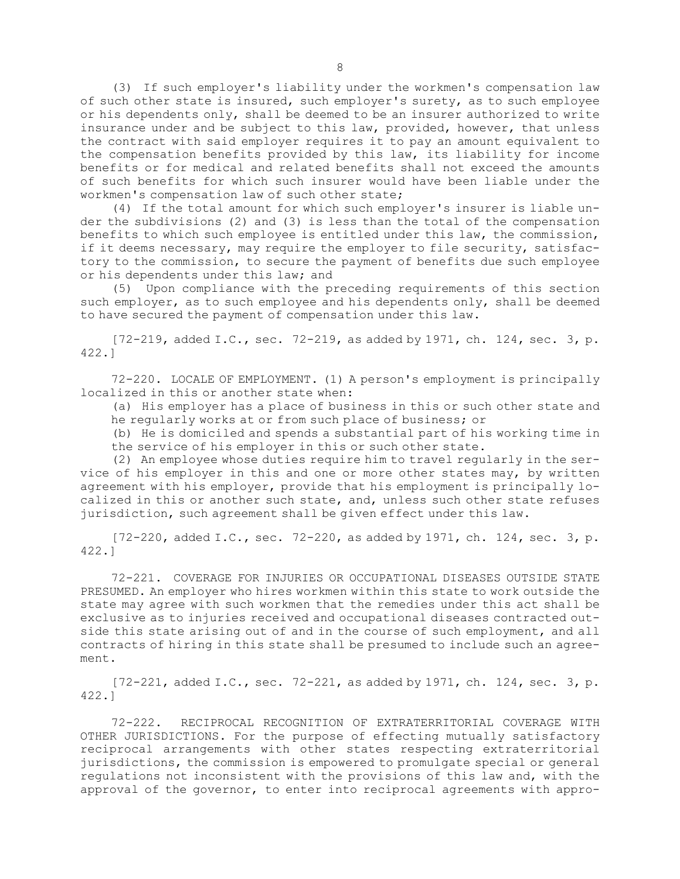(3) If such employer's liability under the workmen's compensation law of such other state is insured, such employer's surety, as to such employee or his dependents only, shall be deemed to be an insurer authorized to write insurance under and be subject to this law, provided, however, that unless the contract with said employer requires it to pay an amount equivalent to the compensation benefits provided by this law, its liability for income benefits or for medical and related benefits shall not exceed the amounts of such benefits for which such insurer would have been liable under the workmen's compensation law of such other state;

(4) If the total amount for which such employer's insurer is liable under the subdivisions (2) and (3) is less than the total of the compensation benefits to which such employee is entitled under this law, the commission, if it deems necessary, may require the employer to file security, satisfactory to the commission, to secure the payment of benefits due such employee or his dependents under this law; and

(5) Upon compliance with the preceding requirements of this section such employer, as to such employee and his dependents only, shall be deemed to have secured the payment of compensation under this law.

[72-219, added I.C., sec. 72-219, as added by 1971, ch. 124, sec. 3, p. 422.]

72-220. LOCALE OF EMPLOYMENT. (1) A person's employment is principally localized in this or another state when:

(a) His employer has a place of business in this or such other state and he regularly works at or from such place of business; or

(b) He is domiciled and spends a substantial part of his working time in the service of his employer in this or such other state.

(2) An employee whose duties require him to travel regularly in the service of his employer in this and one or more other states may, by written agreement with his employer, provide that his employment is principally localized in this or another such state, and, unless such other state refuses jurisdiction, such agreement shall be given effect under this law.

[72-220, added I.C., sec. 72-220, as added by 1971, ch. 124, sec. 3, p. 422.]

72-221. COVERAGE FOR INJURIES OR OCCUPATIONAL DISEASES OUTSIDE STATE PRESUMED. An employer who hires workmen within this state to work outside the state may agree with such workmen that the remedies under this act shall be exclusive as to injuries received and occupational diseases contracted outside this state arising out of and in the course of such employment, and all contracts of hiring in this state shall be presumed to include such an agreement.

[72-221, added I.C., sec. 72-221, as added by 1971, ch. 124, sec. 3, p. 422.]

72-222. RECIPROCAL RECOGNITION OF EXTRATERRITORIAL COVERAGE WITH OTHER JURISDICTIONS. For the purpose of effecting mutually satisfactory reciprocal arrangements with other states respecting extraterritorial jurisdictions, the commission is empowered to promulgate special or general regulations not inconsistent with the provisions of this law and, with the approval of the governor, to enter into reciprocal agreements with appro-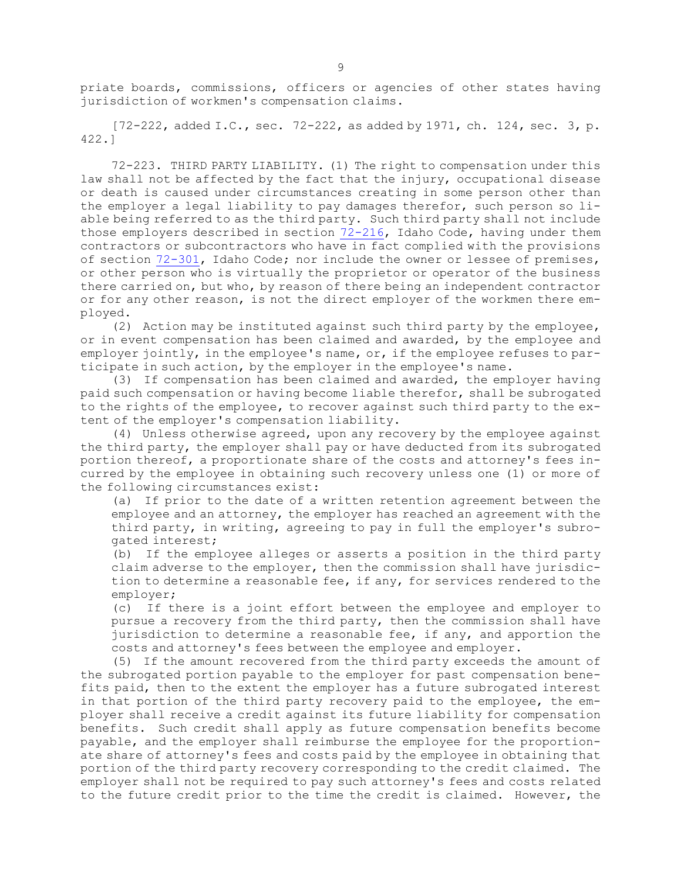priate boards, commissions, officers or agencies of other states having jurisdiction of workmen's compensation claims.

[72-222, added I.C., sec. 72-222, as added by 1971, ch. 124, sec. 3, p. 422.]

72-223. THIRD PARTY LIABILITY. (1) The right to compensation under this law shall not be affected by the fact that the injury, occupational disease or death is caused under circumstances creating in some person other than the employer a legal liability to pay damages therefor, such person so liable being referred to as the third party. Such third party shall not include those employers described in section 72-216, Idaho Code, having under them contractors or subcontractors who have in fact complied with the provisions of section 72-301, Idaho Code; nor include the owner or lessee of premises, or other person who is virtually the proprietor or operator of the business there carried on, but who, by reason of there being an independent contractor or for any other reason, is not the direct employer of the workmen there employed.

(2) Action may be instituted against such third party by the employee, or in event compensation has been claimed and awarded, by the employee and employer jointly, in the employee's name, or, if the employee refuses to participate in such action, by the employer in the employee's name.

(3) If compensation has been claimed and awarded, the employer having paid such compensation or having become liable therefor, shall be subrogated to the rights of the employee, to recover against such third party to the extent of the employer's compensation liability.

(4) Unless otherwise agreed, upon any recovery by the employee against the third party, the employer shall pay or have deducted from its subrogated portion thereof, a proportionate share of the costs and attorney's fees incurred by the employee in obtaining such recovery unless one (1) or more of the following circumstances exist:

(a) If prior to the date of a written retention agreement between the employee and an attorney, the employer has reached an agreement with the third party, in writing, agreeing to pay in full the employer's subrogated interest;

(b) If the employee alleges or asserts a position in the third party claim adverse to the employer, then the commission shall have jurisdiction to determine a reasonable fee, if any, for services rendered to the employer;

(c) If there is a joint effort between the employee and employer to pursue a recovery from the third party, then the commission shall have jurisdiction to determine a reasonable fee, if any, and apportion the costs and attorney's fees between the employee and employer.

(5) If the amount recovered from the third party exceeds the amount of the subrogated portion payable to the employer for past compensation benefits paid, then to the extent the employer has a future subrogated interest in that portion of the third party recovery paid to the employee, the employer shall receive a credit against its future liability for compensation benefits. Such credit shall apply as future compensation benefits become payable, and the employer shall reimburse the employee for the proportionate share of attorney's fees and costs paid by the employee in obtaining that portion of the third party recovery corresponding to the credit claimed. The employer shall not be required to pay such attorney's fees and costs related to the future credit prior to the time the credit is claimed. However, the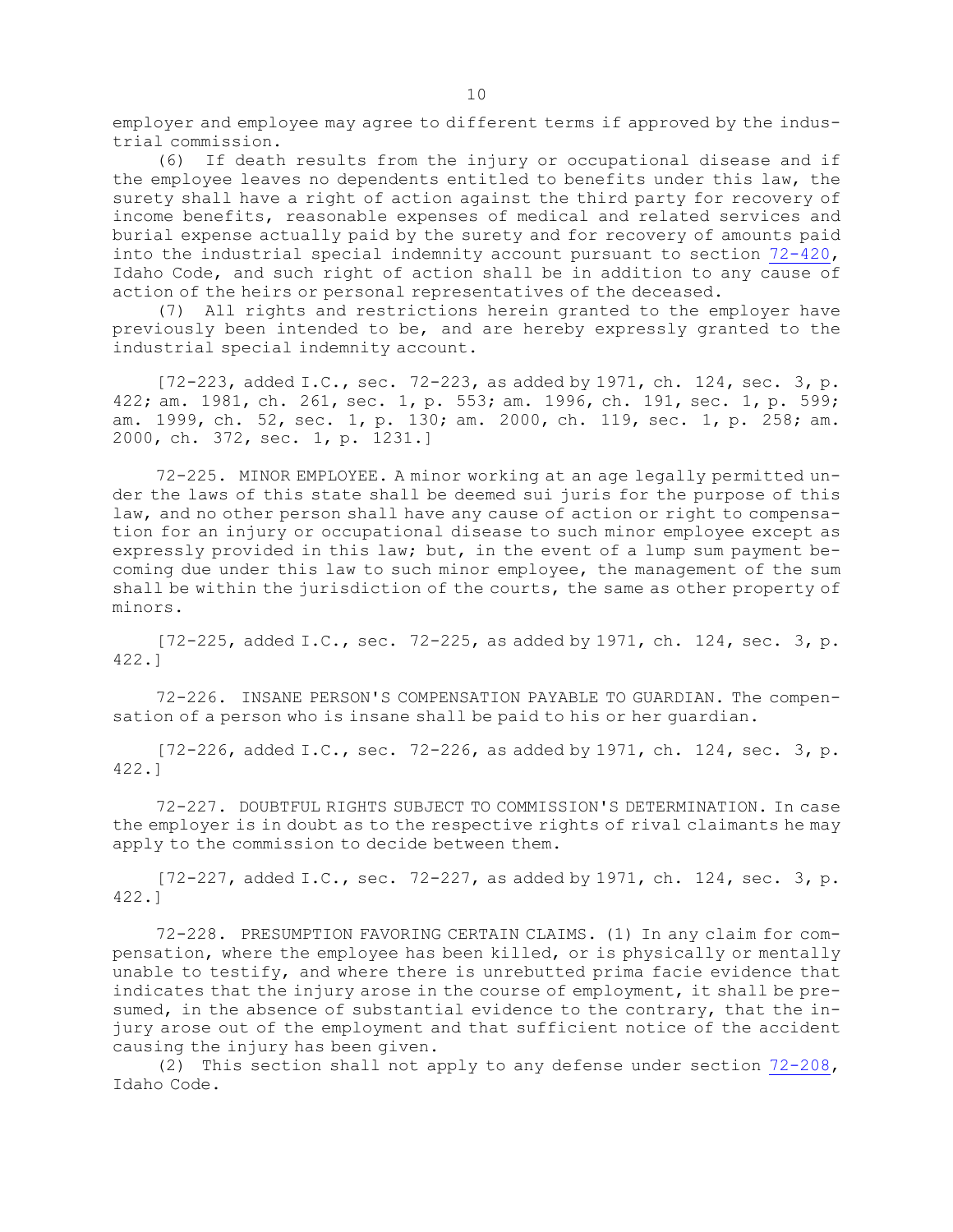employer and employee may agree to different terms if approved by the industrial commission.

(6) If death results from the injury or occupational disease and if the employee leaves no dependents entitled to benefits under this law, the surety shall have a right of action against the third party for recovery of income benefits, reasonable expenses of medical and related services and burial expense actually paid by the surety and for recovery of amounts paid into the industrial special indemnity account pursuant to section 72-420, Idaho Code, and such right of action shall be in addition to any cause of action of the heirs or personal representatives of the deceased.

(7) All rights and restrictions herein granted to the employer have previously been intended to be, and are hereby expressly granted to the industrial special indemnity account.

[72-223, added I.C., sec. 72-223, as added by 1971, ch. 124, sec. 3, p. 422; am. 1981, ch. 261, sec. 1, p. 553; am. 1996, ch. 191, sec. 1, p. 599; am. 1999, ch. 52, sec. 1, p. 130; am. 2000, ch. 119, sec. 1, p. 258; am. 2000, ch. 372, sec. 1, p. 1231.]

72-225. MINOR EMPLOYEE. A minor working at an age legally permitted under the laws of this state shall be deemed sui juris for the purpose of this law, and no other person shall have any cause of action or right to compensation for an injury or occupational disease to such minor employee except as expressly provided in this law; but, in the event of a lump sum payment becoming due under this law to such minor employee, the management of the sum shall be within the jurisdiction of the courts, the same as other property of minors.

[72-225, added I.C., sec. 72-225, as added by 1971, ch. 124, sec. 3, p. 422.]

72-226. INSANE PERSON'S COMPENSATION PAYABLE TO GUARDIAN. The compensation of a person who is insane shall be paid to his or her guardian.

[72-226, added I.C., sec. 72-226, as added by 1971, ch. 124, sec. 3, p. 422.]

72-227. DOUBTFUL RIGHTS SUBJECT TO COMMISSION'S DETERMINATION. In case the employer is in doubt as to the respective rights of rival claimants he may apply to the commission to decide between them.

[72-227, added I.C., sec. 72-227, as added by 1971, ch. 124, sec. 3, p. 422.]

72-228. PRESUMPTION FAVORING CERTAIN CLAIMS. (1) In any claim for compensation, where the employee has been killed, or is physically or mentally unable to testify, and where there is unrebutted prima facie evidence that indicates that the injury arose in the course of employment, it shall be presumed, in the absence of substantial evidence to the contrary, that the injury arose out of the employment and that sufficient notice of the accident causing the injury has been given.

(2) This section shall not apply to any defense under section 72-208, Idaho Code.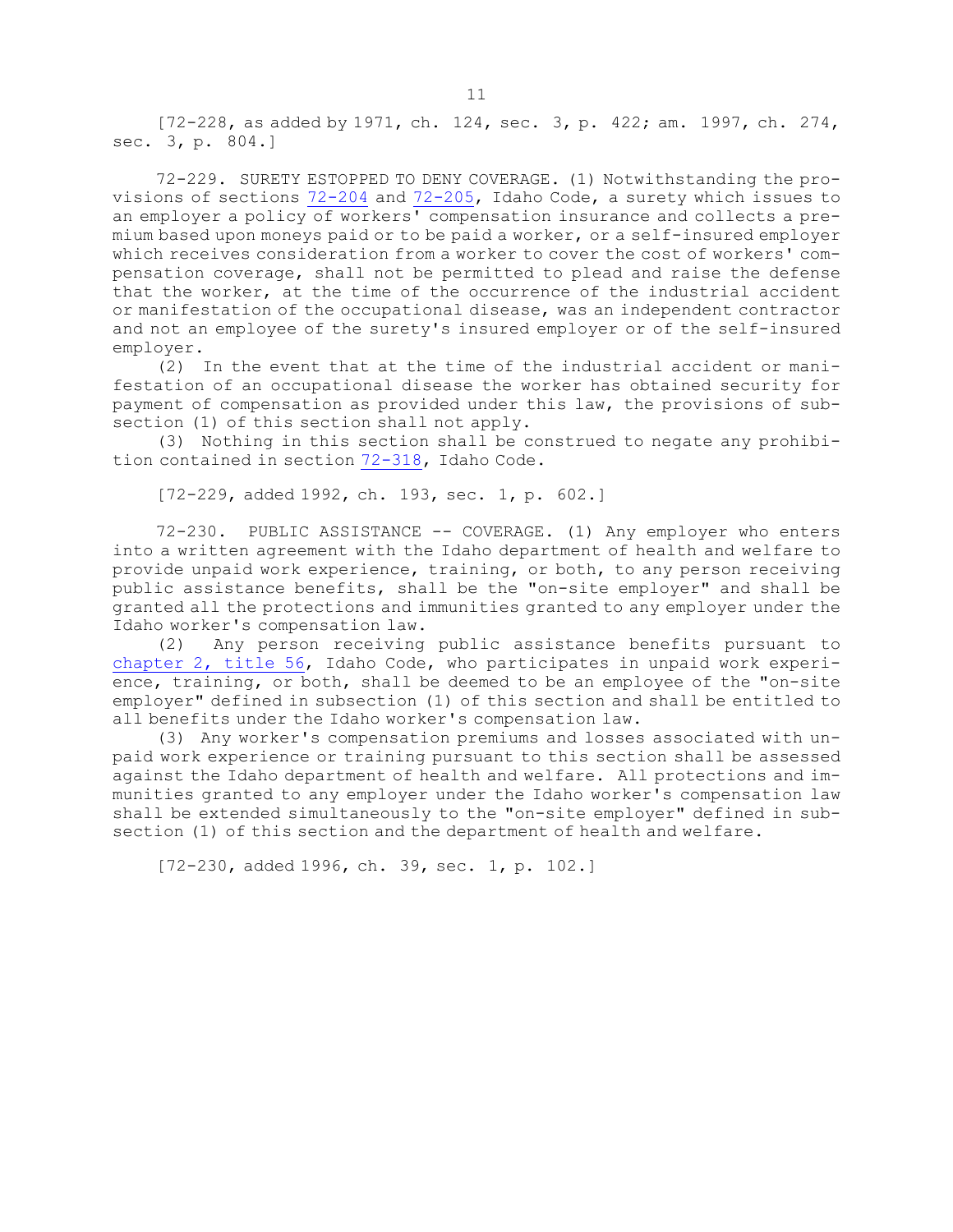[72-228, as added by 1971, ch. 124, sec. 3, p. 422; am. 1997, ch. 274, sec. 3, p. 804.]

72-229. SURETY ESTOPPED TO DENY COVERAGE. (1) Notwithstanding the provisions of sections 72-204 and 72-205, Idaho Code, a surety which issues to an employer a policy of workers' compensation insurance and collects a premium based upon moneys paid or to be paid a worker, or a self-insured employer which receives consideration from a worker to cover the cost of workers' compensation coverage, shall not be permitted to plead and raise the defense that the worker, at the time of the occurrence of the industrial accident or manifestation of the occupational disease, was an independent contractor and not an employee of the surety's insured employer or of the self-insured employer.

(2) In the event that at the time of the industrial accident or manifestation of an occupational disease the worker has obtained security for payment of compensation as provided under this law, the provisions of subsection (1) of this section shall not apply.

(3) Nothing in this section shall be construed to negate any prohibition contained in section 72-318, Idaho Code.

[72-229, added 1992, ch. 193, sec. 1, p. 602.]

72-230. PUBLIC ASSISTANCE -- COVERAGE. (1) Any employer who enters into a written agreement with the Idaho department of health and welfare to provide unpaid work experience, training, or both, to any person receiving public assistance benefits, shall be the "on-site employer" and shall be granted all the protections and immunities granted to any employer under the Idaho worker's compensation law.

(2) Any person receiving public assistance benefits pursuant to chapter 2, title 56, Idaho Code, who participates in unpaid work experience, training, or both, shall be deemed to be an employee of the "on-site employer" defined in subsection (1) of this section and shall be entitled to all benefits under the Idaho worker's compensation law.

(3) Any worker's compensation premiums and losses associated with unpaid work experience or training pursuant to this section shall be assessed against the Idaho department of health and welfare. All protections and immunities granted to any employer under the Idaho worker's compensation law shall be extended simultaneously to the "on-site employer" defined in subsection (1) of this section and the department of health and welfare.

[72-230, added 1996, ch. 39, sec. 1, p. 102.]